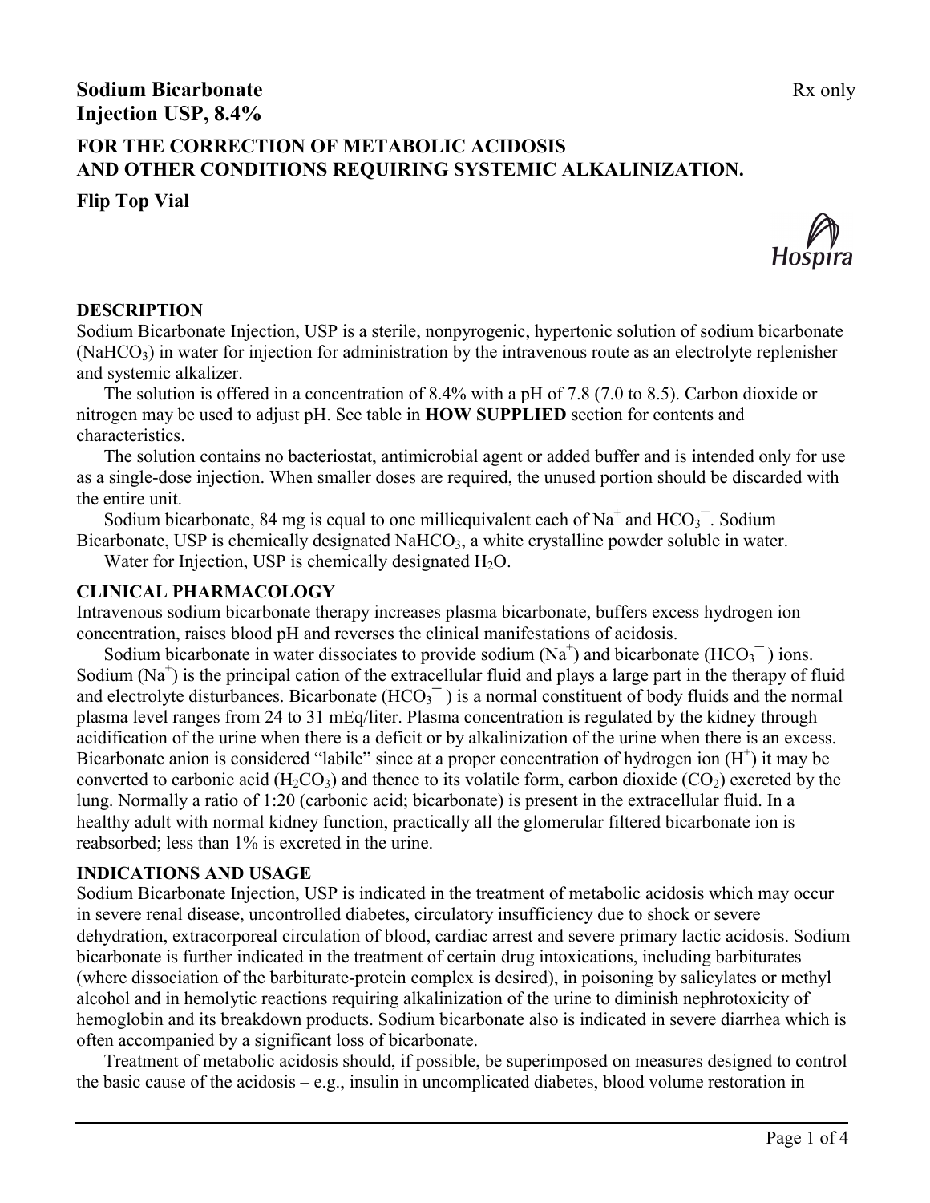# Sodium Bicarbonate Injection USP, 8.4%

Rx only

## FOR THE CORRECTION OF METABOLIC ACIDOSIS AND OTHER CONDITIONS REQUIRING SYSTEMIC ALKALINIZATION.

**Flip Top Vial**

Hospira

## DESCRIPTION

Sodium Bicarbonate Injection, USP is a sterile, nonpyrogenic, hypertonic solution of sodium bicarbonate ($NaHCO_3$) in water for injection for administration by the intravenous route as an electrolyte replenisher and systemic alkalizer.

The solution is offered in a concentration of 8.4% with a pH of 7.8 (7.0 to 8.5). Carbon dioxide or nitrogen may be used to adjust pH. See table in **HOW SUPPLIED** section for contents and characteristics.

The solution contains no bacteriostat, antimicrobial agent or added buffer and is intended only for use as a single-dose injection. When smaller doses are required, the unused portion should be discarded with the entire unit.

Sodium bicarbonate, 84 mg is equal to one milliequivalent each of $Na^+$ and $HCO_3^-$. Sodium Bicarbonate, USP is chemically designated $NaHCO_3$, a white crystalline powder soluble in water.

Water for Injection, USP is chemically designated $H_2O$.

## CLINICAL PHARMACOLOGY

Intravenous sodium bicarbonate therapy increases plasma bicarbonate, buffers excess hydrogen ion concentration, raises blood pH and reverses the clinical manifestations of acidosis.

Sodium bicarbonate in water dissociates to provide sodium ($Na^+$) and bicarbonate ($HCO_3^-$) ions. Sodium ($Na^+$) is the principal cation of the extracellular fluid and plays a large part in the therapy of fluid and electrolyte disturbances. Bicarbonate ($HCO_3^-$) is a normal constituent of body fluids and the normal plasma level ranges from 24 to 31 mEq/liter. Plasma concentration is regulated by the kidney through acidification of the urine when there is a deficit or by alkalinization of the urine when there is an excess. Bicarbonate anion is considered "labile" since at a proper concentration of hydrogen ion ($H^+$) it may be converted to carbonic acid ($H_2CO_3$) and thence to its volatile form, carbon dioxide ($CO_2$) excreted by the lung. Normally a ratio of 1:20 (carbonic acid; bicarbonate) is present in the extracellular fluid. In a healthy adult with normal kidney function, practically all the glomerular filtered bicarbonate ion is reabsorbed; less than 1% is excreted in the urine.

## INDICATIONS AND USAGE

Sodium Bicarbonate Injection, USP is indicated in the treatment of metabolic acidosis which may occur in severe renal disease, uncontrolled diabetes, circulatory insufficiency due to shock or severe dehydration, extracorporeal circulation of blood, cardiac arrest and severe primary lactic acidosis. Sodium bicarbonate is further indicated in the treatment of certain drug intoxications, including barbiturates (where dissociation of the barbiturate-protein complex is desired), in poisoning by salicylates or methyl alcohol and in hemolytic reactions requiring alkalinization of the urine to diminish nephrotoxicity of hemoglobin and its breakdown products. Sodium bicarbonate also is indicated in severe diarrhea which is often accompanied by a significant loss of bicarbonate.

Treatment of metabolic acidosis should, if possible, be superimposed on measures designed to control the basic cause of the acidosis – e.g., insulin in uncomplicated diabetes, blood volume restoration in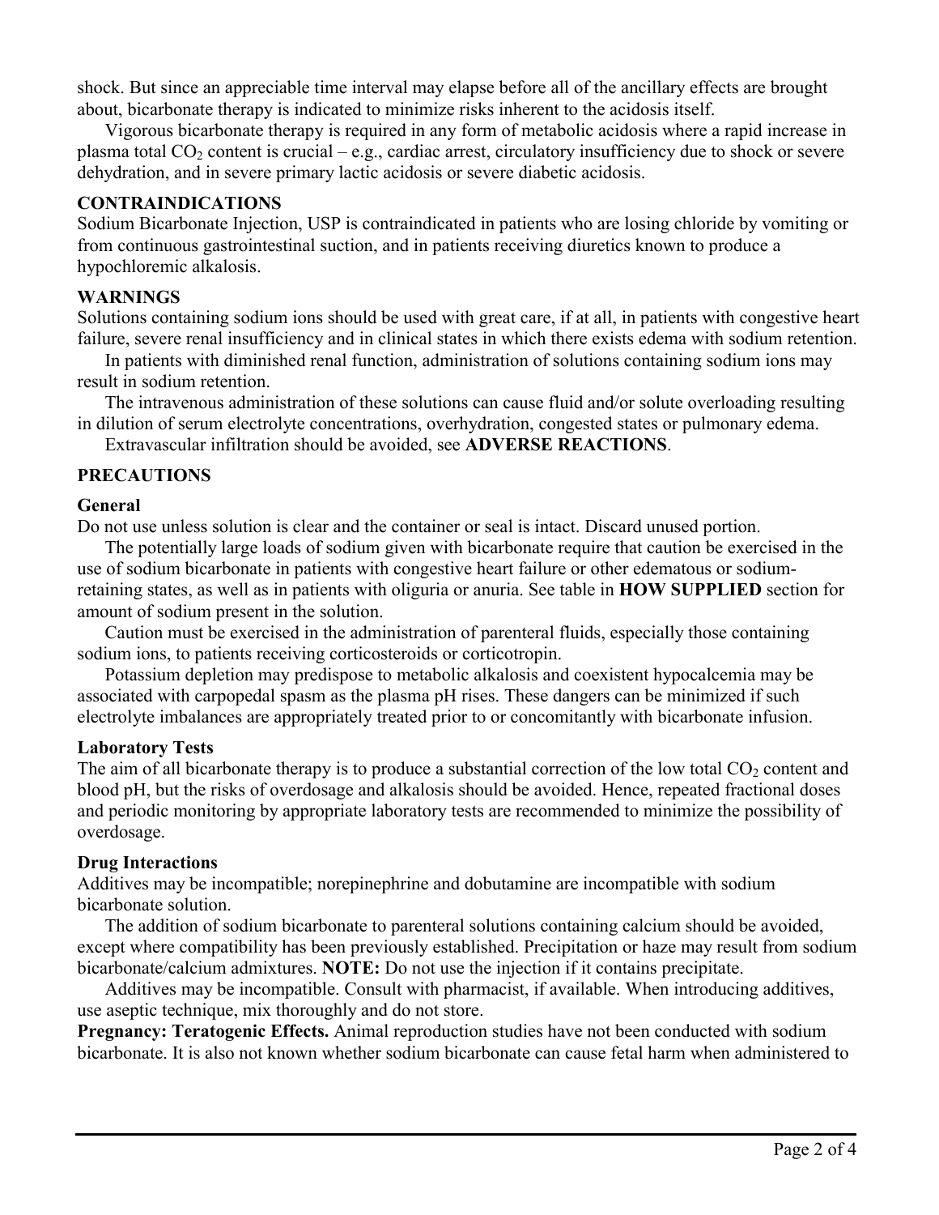shock. But since an appreciable time interval may elapse before all of the ancillary effects are brought about, bicarbonate therapy is indicated to minimize risks inherent to the acidosis itself.

Vigorous bicarbonate therapy is required in any form of metabolic acidosis where a rapid increase in plasma total $CO_2$ content is crucial – e.g., cardiac arrest, circulatory insufficiency due to shock or severe dehydration, and in severe primary lactic acidosis or severe diabetic acidosis.

## CONTRAINDICATIONS

Sodium Bicarbonate Injection, USP is contraindicated in patients who are losing chloride by vomiting or from continuous gastrointestinal suction, and in patients receiving diuretics known to produce a hypochloremic alkalosis.

## WARNINGS

Solutions containing sodium ions should be used with great care, if at all, in patients with congestive heart failure, severe renal insufficiency and in clinical states in which there exists edema with sodium retention.

In patients with diminished renal function, administration of solutions containing sodium ions may result in sodium retention.

The intravenous administration of these solutions can cause fluid and/or solute overloading resulting in dilution of serum electrolyte concentrations, overhydration, congested states or pulmonary edema.

Extravascular infiltration should be avoided, see **ADVERSE REACTIONS**.

## PRECAUTIONS

### General

Do not use unless solution is clear and the container or seal is intact. Discard unused portion.

The potentially large loads of sodium given with bicarbonate require that caution be exercised in the use of sodium bicarbonate in patients with congestive heart failure or other edematous or sodium-retaining states, as well as in patients with oliguria or anuria. See table in **HOW SUPPLIED** section for amount of sodium present in the solution.

Caution must be exercised in the administration of parenteral fluids, especially those containing sodium ions, to patients receiving corticosteroids or corticotropin.

Potassium depletion may predispose to metabolic alkalosis and coexistent hypocalcemia may be associated with carpopedal spasm as the plasma pH rises. These dangers can be minimized if such electrolyte imbalances are appropriately treated prior to or concomitantly with bicarbonate infusion.

### Laboratory Tests

The aim of all bicarbonate therapy is to produce a substantial correction of the low total $CO_2$ content and blood pH, but the risks of overdosage and alkalosis should be avoided. Hence, repeated fractional doses and periodic monitoring by appropriate laboratory tests are recommended to minimize the possibility of overdosage.

### Drug Interactions

Additives may be incompatible; norepinephrine and dobutamine are incompatible with sodium bicarbonate solution.

The addition of sodium bicarbonate to parenteral solutions containing calcium should be avoided, except where compatibility has been previously established. Precipitation or haze may result from sodium bicarbonate/calcium admixtures. **NOTE:** Do not use the injection if it contains precipitate.

Additives may be incompatible. Consult with pharmacist, if available. When introducing additives, use aseptic technique, mix thoroughly and do not store.

**Pregnancy: Teratogenic Effects.** Animal reproduction studies have not been conducted with sodium bicarbonate. It is also not known whether sodium bicarbonate can cause fetal harm when administered to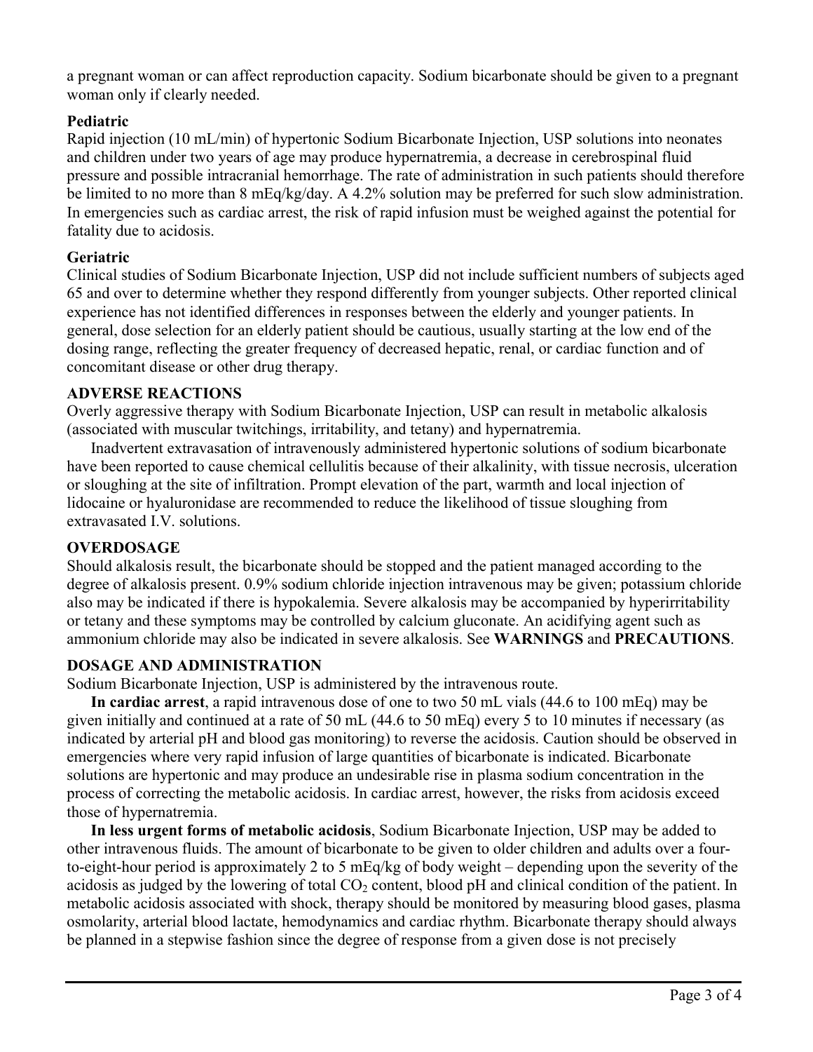a pregnant woman or can affect reproduction capacity. Sodium bicarbonate should be given to a pregnant woman only if clearly needed.

**Pediatric**

Rapid injection (10 mL/min) of hypertonic Sodium Bicarbonate Injection, USP solutions into neonates and children under two years of age may produce hypernatremia, a decrease in cerebrospinal fluid pressure and possible intracranial hemorrhage. The rate of administration in such patients should therefore be limited to no more than 8 mEq/kg/day. A 4.2% solution may be preferred for such slow administration. In emergencies such as cardiac arrest, the risk of rapid infusion must be weighed against the potential for fatality due to acidosis.

**Geriatric**

Clinical studies of Sodium Bicarbonate Injection, USP did not include sufficient numbers of subjects aged 65 and over to determine whether they respond differently from younger subjects. Other reported clinical experience has not identified differences in responses between the elderly and younger patients. In general, dose selection for an elderly patient should be cautious, usually starting at the low end of the dosing range, reflecting the greater frequency of decreased hepatic, renal, or cardiac function and of concomitant disease or other drug therapy.

## ADVERSE REACTIONS

Overly aggressive therapy with Sodium Bicarbonate Injection, USP can result in metabolic alkalosis (associated with muscular twitchings, irritability, and tetany) and hypernatremia.

Inadvertent extravasation of intravenously administered hypertonic solutions of sodium bicarbonate have been reported to cause chemical cellulitis because of their alkalinity, with tissue necrosis, ulceration or sloughing at the site of infiltration. Prompt elevation of the part, warmth and local injection of lidocaine or hyaluronidase are recommended to reduce the likelihood of tissue sloughing from extravasated I.V. solutions.

## OVERDOSAGE

Should alkalosis result, the bicarbonate should be stopped and the patient managed according to the degree of alkalosis present. 0.9% sodium chloride injection intravenous may be given; potassium chloride also may be indicated if there is hypokalemia. Severe alkalosis may be accompanied by hyperirritability or tetany and these symptoms may be controlled by calcium gluconate. An acidifying agent such as ammonium chloride may also be indicated in severe alkalosis. See **WARNINGS** and **PRECAUTIONS**.

## DOSAGE AND ADMINISTRATION

Sodium Bicarbonate Injection, USP is administered by the intravenous route.

**In cardiac arrest**, a rapid intravenous dose of one to two 50 mL vials (44.6 to 100 mEq) may be given initially and continued at a rate of 50 mL (44.6 to 50 mEq) every 5 to 10 minutes if necessary (as indicated by arterial pH and blood gas monitoring) to reverse the acidosis. Caution should be observed in emergencies where very rapid infusion of large quantities of bicarbonate is indicated. Bicarbonate solutions are hypertonic and may produce an undesirable rise in plasma sodium concentration in the process of correcting the metabolic acidosis. In cardiac arrest, however, the risks from acidosis exceed those of hypernatremia.

**In less urgent forms of metabolic acidosis**, Sodium Bicarbonate Injection, USP may be added to other intravenous fluids. The amount of bicarbonate to be given to older children and adults over a four-to-eight-hour period is approximately 2 to 5 mEq/kg of body weight – depending upon the severity of the acidosis as judged by the lowering of total $CO_2$ content, blood pH and clinical condition of the patient. In metabolic acidosis associated with shock, therapy should be monitored by measuring blood gases, plasma osmolarity, arterial blood lactate, hemodynamics and cardiac rhythm. Bicarbonate therapy should always be planned in a stepwise fashion since the degree of response from a given dose is not precisely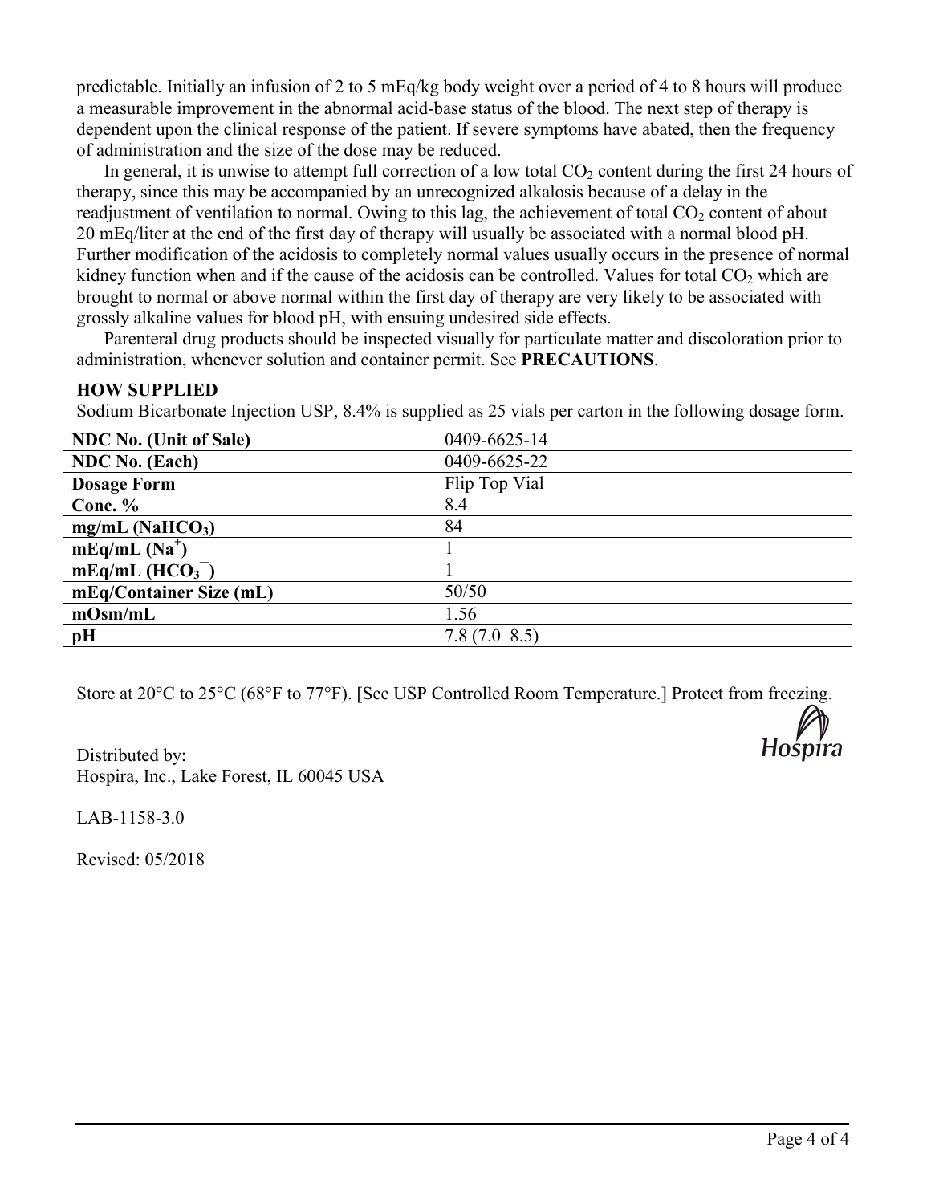predictable. Initially an infusion of 2 to 5 mEq/kg body weight over a period of 4 to 8 hours will produce a measurable improvement in the abnormal acid-base status of the blood. The next step of therapy is dependent upon the clinical response of the patient. If severe symptoms have abated, then the frequency of administration and the size of the dose may be reduced.

In general, it is unwise to attempt full correction of a low total $CO_2$ content during the first 24 hours of therapy, since this may be accompanied by an unrecognized alkalosis because of a delay in the readjustment of ventilation to normal. Owing to this lag, the achievement of total $CO_2$ content of about 20 mEq/liter at the end of the first day of therapy will usually be associated with a normal blood pH. Further modification of the acidosis to completely normal values usually occurs in the presence of normal kidney function when and if the cause of the acidosis can be controlled. Values for total $CO_2$ which are brought to normal or above normal within the first day of therapy are very likely to be associated with grossly alkaline values for blood pH, with ensuing undesired side effects.

Parenteral drug products should be inspected visually for particulate matter and discoloration prior to administration, whenever solution and container permit. See **PRECAUTIONS**.

## HOW SUPPLIED

Sodium Bicarbonate Injection USP, 8.4% is supplied as 25 vials per carton in the following dosage form.

| | |
|---|---|
| **NDC No. (Unit of Sale)** | 0409-6625-14 |
| **NDC No. (Each)** | 0409-6625-22 |
| **Dosage Form** | Flip Top Vial |
| **Conc. %** | 8.4 |
| **mg/mL ($NaHCO_3$)** | 84 |
| **mEq/mL ($Na^+$)** | 1 |
| **mEq/mL ($HCO_3^-$)** | 1 |
| **mEq/Container Size (mL)** | 50/50 |
| **mOsm/mL** | 1.56 |
| **pH** | 7.8 (7.0–8.5) |

Store at 20°C to 25°C (68°F to 77°F). [See USP Controlled Room Temperature.] Protect from freezing.

Hospira

Distributed by:
Hospira, Inc., Lake Forest, IL 60045 USA

LAB-1158-3.0

Revised: 05/2018